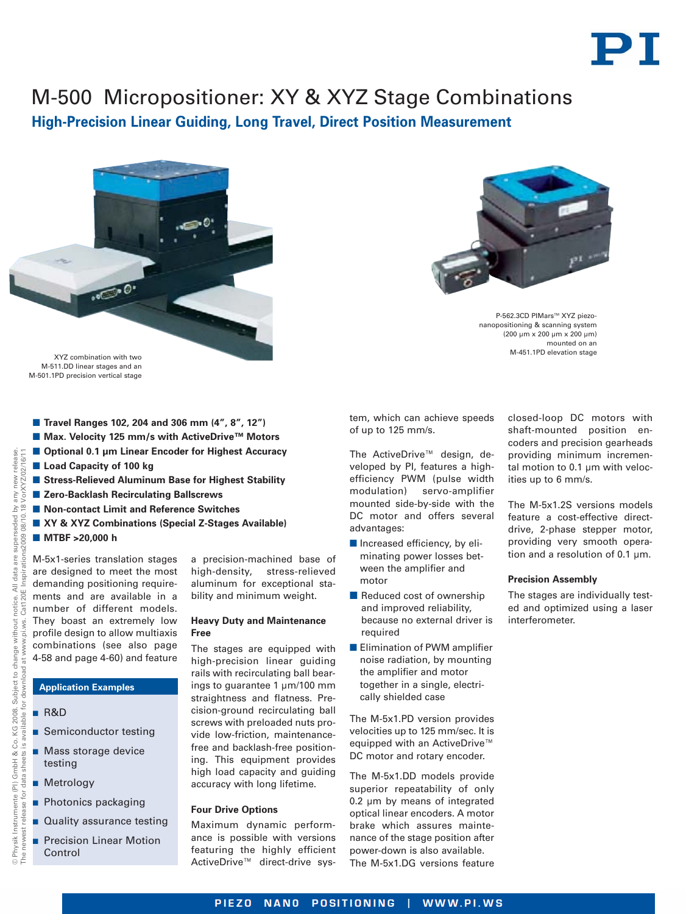# M-500 Micropositioner: XY & XYZ Stage Combinations

## High-Precision Linear Guiding, Long Travel, Direct Position Measurement

XYZ combination with two M-511.DD linear stages and an M-501.1PD precision vertical stage

P-562.3CD PIMars™ XYZ piezo-nanopositioning & scanning system (200 µm x 200 µm x 200 µm) mounted on an M-451.1PD elevation stage

- **Travel Ranges 102, 204 and 306 mm (4", 8", 12")**
- **Max. Velocity 125 mm/s with ActiveDrive™ Motors**
- **Optional 0.1 µm Linear Encoder for Highest Accuracy**
- **Load Capacity of 100 kg**
- **Stress-Relieved Aluminum Base for Highest Stability**
- **Zero-Backlash Recirculating Ballscrews**
- **Non-contact Limit and Reference Switches**
- **XY & XYZ Combinations (Special Z-Stages Available)**
- **MTBF >20,000 h**

M-5x1-series translation stages are designed to meet the most demanding positioning requirements and are available in a number of different models. They boast an extremely low profile design to allow multiaxis combinations (see also page 4-58 and page 4-60) and feature a precision-machined base of high-density, stress-relieved aluminum for exceptional stability and minimum weight.

### Application Examples

- R&D
- Semiconductor testing
- Mass storage device testing
- Metrology
- Photonics packaging
- Quality assurance testing
- Precision Linear Motion Control

### Heavy Duty and Maintenance Free

The stages are equipped with high-precision linear guiding rails with recirculating ball bearings to guarantee 1 µm/100 mm straightness and flatness. Precision-ground recirculating ball screws with preloaded nuts provide low-friction, maintenance-free and backlash-free positioning. This equipment provides high load capacity and guiding accuracy with long lifetime.

### Four Drive Options

Maximum dynamic performance is possible with versions featuring the highly efficient ActiveDrive™ direct-drive system, which can achieve speeds of up to 125 mm/s.

The ActiveDrive™ design, developed by PI, features a high-efficiency PWM (pulse width modulation) servo-amplifier mounted side-by-side with the DC motor and offers several advantages:

- Increased efficiency, by eliminating power losses between the amplifier and motor
- Reduced cost of ownership and improved reliability, because no external driver is required
- Elimination of PWM amplifier noise radiation, by mounting the amplifier and motor together in a single, electrically shielded case

The M-5x1.PD version provides velocities up to 125 mm/sec. It is equipped with an ActiveDrive™ DC motor and rotary encoder.

The M-5x1.DD models provide superior repeatability of only 0.2 µm by means of integrated optical linear encoders. A motor brake which assures maintenance of the stage position after power-down is also available. The M-5x1.DG versions feature closed-loop DC motors with shaft-mounted position encoders and precision gearheads providing minimum incremental motion to 0.1 µm with velocities up to 6 mm/s.

The M-5x1.2S versions models feature a cost-effective direct-drive, 2-phase stepper motor, providing very smooth operation and a resolution of 0.1 µm.

### Precision Assembly

The stages are individually tested and optimized using a laser interferometer.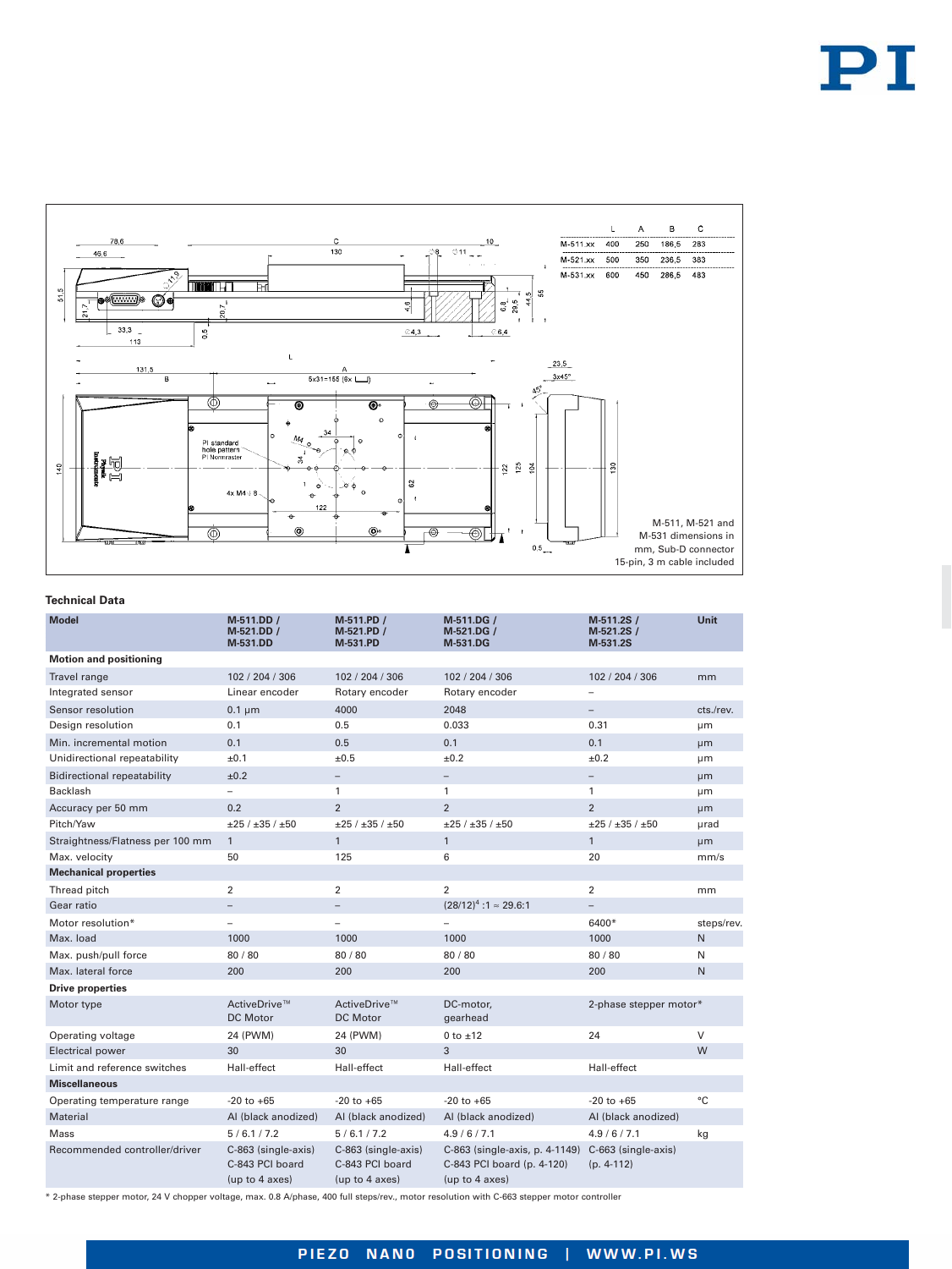| | L | A | B | C |
|---|---|---|---|---|
| M-511.xx | 400 | 250 | 186,5 | 283 |
| M-521.xx | 500 | 350 | 236,5 | 383 |
| M-531.xx | 600 | 450 | 286,5 | 483 |

M-511, M-521 and M-531 dimensions in mm, Sub-D connector 15-pin, 3 m cable included

### Technical Data

| Model | M-511.DD / M-521.DD / M-531.DD | M-511.PD / M-521.PD / M-531.PD | M-511.DG / M-521.DG / M-531.DG | M-511.2S / M-521.2S / M-531.2S | Unit |
|---|---|---|---|---|---|
| **Motion and positioning** | | | | | |
| Travel range | 102 / 204 / 306 | 102 / 204 / 306 | 102 / 204 / 306 | 102 / 204 / 306 | mm |
| Integrated sensor | Linear encoder | Rotary encoder | Rotary encoder | – | |
| Sensor resolution | 0.1 µm | 4000 | 2048 | – | cts./rev. |
| Design resolution | 0.1 | 0.5 | 0.033 | 0.31 | µm |
| Min. incremental motion | 0.1 | 0.5 | 0.1 | 0.1 | µm |
| Unidirectional repeatability | ±0.1 | ±0.5 | ±0.2 | ±0.2 | µm |
| Bidirectional repeatability | ±0.2 | – | – | – | µm |
| Backlash | – | 1 | 1 | 1 | µm |
| Accuracy per 50 mm | 0.2 | 2 | 2 | 2 | µm |
| Pitch/Yaw | ±25 / ±35 / ±50 | ±25 / ±35 / ±50 | ±25 / ±35 / ±50 | ±25 / ±35 / ±50 | µrad |
| Straightness/Flatness per 100 mm | 1 | 1 | 1 | 1 | µm |
| Max. velocity | 50 | 125 | 6 | 20 | mm/s |
| **Mechanical properties** | | | | | |
| Thread pitch | 2 | 2 | 2 | 2 | mm |
| Gear ratio | – | – | $(28/12)^4 :1 \approx 29.6:1$ | – | |
| Motor resolution* | – | – | – | 6400* | steps/rev. |
| Max. load | 1000 | 1000 | 1000 | 1000 | N |
| Max. push/pull force | 80 / 80 | 80 / 80 | 80 / 80 | 80 / 80 | N |
| Max. lateral force | 200 | 200 | 200 | 200 | N |
| **Drive properties** | | | | | |
| Motor type | ActiveDrive™ DC Motor | ActiveDrive™ DC Motor | DC-motor, gearhead | 2-phase stepper motor* | |
| Operating voltage | 24 (PWM) | 24 (PWM) | 0 to ±12 | 24 | V |
| Electrical power | 30 | 30 | 3 | | W |
| Limit and reference switches | Hall-effect | Hall-effect | Hall-effect | Hall-effect | |
| **Miscellaneous** | | | | | |
| Operating temperature range | -20 to +65 | -20 to +65 | -20 to +65 | -20 to +65 | °C |
| Material | Al (black anodized) | Al (black anodized) | Al (black anodized) | Al (black anodized) | |
| Mass | 5 / 6.1 / 7.2 | 5 / 6.1 / 7.2 | 4.9 / 6 / 7.1 | 4.9 / 6 / 7.1 | kg |
| Recommended controller/driver | C-863 (single-axis) C-843 PCI board (up to 4 axes) | C-863 (single-axis) C-843 PCI board (up to 4 axes) | C-863 (single-axis, p. 4-1149) C-843 PCI board (p. 4-120) (up to 4 axes) | C-663 (single-axis) (p. 4-112) | |

\* 2-phase stepper motor, 24 V chopper voltage, max. 0.8 A/phase, 400 full steps/rev., motor resolution with C-663 stepper motor controller